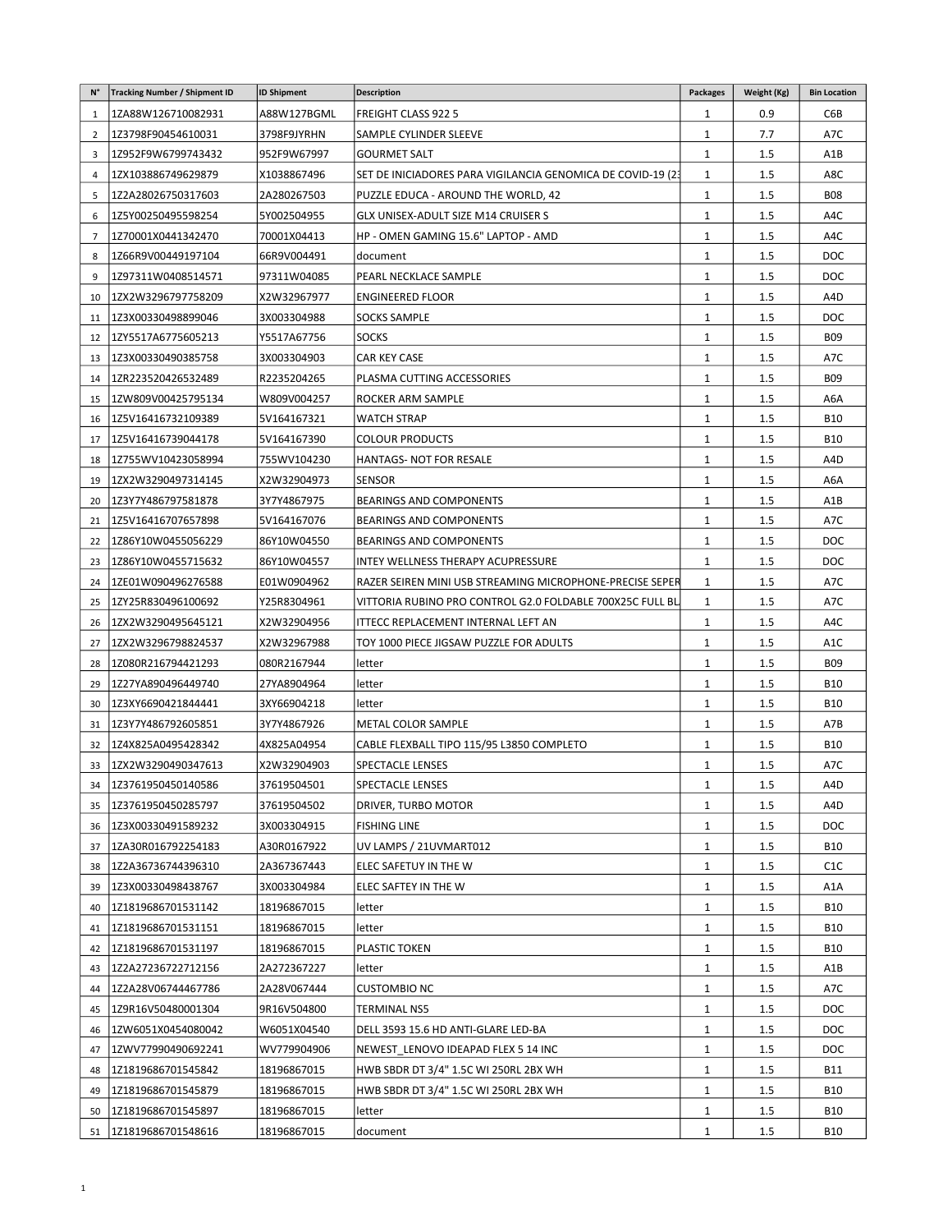| N° | Tracking Number / Shipment ID | ID Shipment | Description | Packages | Weight (Kg) | Bin Location |
|---|---|---|---|---|---|---|
| 1 | 1ZA88W126710082931 | A88W127BGML | FREIGHT CLASS 922 5 | 1 | 0.9 | C6B |
| 2 | 1Z3798F90454610031 | 3798F9JYRHN | SAMPLE CYLINDER SLEEVE | 1 | 7.7 | A7C |
| 3 | 1Z952F9W6799743432 | 952F9W67997 | GOURMET SALT | 1 | 1.5 | A1B |
| 4 | 1ZX103886749629879 | X1038867496 | SET DE INICIADORES PARA VIGILANCIA GENOMICA DE COVID-19 (2 | 1 | 1.5 | A8C |
| 5 | 1Z2A28026750317603 | 2A280267503 | PUZZLE EDUCA - AROUND THE WORLD, 42 | 1 | 1.5 | B08 |
| 6 | 1Z5Y00250495598254 | 5Y002504955 | GLX UNISEX-ADULT SIZE M14 CRUISER S | 1 | 1.5 | A4C |
| 7 | 1Z70001X0441342470 | 70001X04413 | HP - OMEN GAMING 15.6" LAPTOP - AMD | 1 | 1.5 | A4C |
| 8 | 1Z66R9V00449197104 | 66R9V004491 | document | 1 | 1.5 | DOC |
| 9 | 1Z97311W0408514571 | 97311W04085 | PEARL NECKLACE SAMPLE | 1 | 1.5 | DOC |
| 10 | 1ZX2W3296797758209 | X2W32967977 | ENGINEERED FLOOR | 1 | 1.5 | A4D |
| 11 | 1Z3X00330498899046 | 3X003304988 | SOCKS SAMPLE | 1 | 1.5 | DOC |
| 12 | 1ZY5517A6775605213 | Y5517A67756 | SOCKS | 1 | 1.5 | B09 |
| 13 | 1Z3X00330490385758 | 3X003304903 | CAR KEY CASE | 1 | 1.5 | A7C |
| 14 | 1ZR223520426532489 | R2235204265 | PLASMA CUTTING ACCESSORIES | 1 | 1.5 | B09 |
| 15 | 1ZW809V00425795134 | W809V004257 | ROCKER ARM SAMPLE | 1 | 1.5 | A6A |
| 16 | 1Z5V16416732109389 | 5V164167321 | WATCH STRAP | 1 | 1.5 | B10 |
| 17 | 1Z5V16416739044178 | 5V164167390 | COLOUR PRODUCTS | 1 | 1.5 | B10 |
| 18 | 1Z755WV10423058994 | 755WV104230 | HANTAGS- NOT FOR RESALE | 1 | 1.5 | A4D |
| 19 | 1ZX2W3290497314145 | X2W32904973 | SENSOR | 1 | 1.5 | A6A |
| 20 | 1Z3Y7Y486797581878 | 3Y7Y4867975 | BEARINGS AND COMPONENTS | 1 | 1.5 | A1B |
| 21 | 1Z5V16416707657898 | 5V164167076 | BEARINGS AND COMPONENTS | 1 | 1.5 | A7C |
| 22 | 1Z86Y10W0455056229 | 86Y10W04550 | BEARINGS AND COMPONENTS | 1 | 1.5 | DOC |
| 23 | 1Z86Y10W0455715632 | 86Y10W04557 | INTEY WELLNESS THERAPY ACUPRESSURE | 1 | 1.5 | DOC |
| 24 | 1ZE01W090496276588 | E01W0904962 | RAZER SEIREN MINI USB STREAMING MICROPHONE-PRECISE SEPER | 1 | 1.5 | A7C |
| 25 | 1ZY25R830496100692 | Y25R8304961 | VITTORIA RUBINO PRO CONTROL G2.0 FOLDABLE 700X25C FULL BL | 1 | 1.5 | A7C |
| 26 | 1ZX2W3290495645121 | X2W32904956 | ITTECC REPLACEMENT INTERNAL LEFT AN | 1 | 1.5 | A4C |
| 27 | 1ZX2W3296798824537 | X2W32967988 | TOY 1000 PIECE JIGSAW PUZZLE FOR ADULTS | 1 | 1.5 | A1C |
| 28 | 1Z080R216794421293 | 080R2167944 | letter | 1 | 1.5 | B09 |
| 29 | 1Z27YA890496449740 | 27YA8904964 | letter | 1 | 1.5 | B10 |
| 30 | 1Z3XY6690421844441 | 3XY66904218 | letter | 1 | 1.5 | B10 |
| 31 | 1Z3Y7Y486792605851 | 3Y7Y4867926 | METAL COLOR SAMPLE | 1 | 1.5 | A7B |
| 32 | 1Z4X825A0495428342 | 4X825A04954 | CABLE FLEXBALL TIPO 115/95 L3850 COMPLETO | 1 | 1.5 | B10 |
| 33 | 1ZX2W3290490347613 | X2W32904903 | SPECTACLE LENSES | 1 | 1.5 | A7C |
| 34 | 1Z3761950450140586 | 37619504501 | SPECTACLE LENSES | 1 | 1.5 | A4D |
| 35 | 1Z3761950450285797 | 37619504502 | DRIVER, TURBO MOTOR | 1 | 1.5 | A4D |
| 36 | 1Z3X00330491589232 | 3X003304915 | FISHING LINE | 1 | 1.5 | DOC |
| 37 | 1ZA30R016792254183 | A30R0167922 | UV LAMPS / 21UVMART012 | 1 | 1.5 | B10 |
| 38 | 1Z2A36736744396310 | 2A367367443 | ELEC SAFETUY IN THE W | 1 | 1.5 | C1C |
| 39 | 1Z3X00330498438767 | 3X003304984 | ELEC SAFTEY IN THE W | 1 | 1.5 | A1A |
| 40 | 1Z18196867015311­42 | 18196867015 | letter | 1 | 1.5 | B10 |
| 41 | 1Z1819686701531151 | 18196867015 | letter | 1 | 1.5 | B10 |
| 42 | 1Z1819686701531197 | 18196867015 | PLASTIC TOKEN | 1 | 1.5 | B10 |
| 43 | 1Z2A27236722712156 | 2A272367227 | letter | 1 | 1.5 | A1B |
| 44 | 1Z2A28V06744467786 | 2A28V067444 | CUSTOMBIO NC | 1 | 1.5 | A7C |
| 45 | 1Z9R16V50480001304 | 9R16V504800 | TERMINAL NS5 | 1 | 1.5 | DOC |
| 46 | 1ZW6051X0454080042 | W6051X04540 | DELL 3593 15.6 HD ANTI-GLARE LED-BA | 1 | 1.5 | DOC |
| 47 | 1ZWV77990490692241 | WV779904906 | NEWEST_LENOVO IDEAPAD FLEX 5 14 INC | 1 | 1.5 | DOC |
| 48 | 1Z1819686701545842 | 18196867015 | HWB SBDR DT 3/4" 1.5C WI 250RL 2BX WH | 1 | 1.5 | B11 |
| 49 | 1Z1819686701545879 | 18196867015 | HWB SBDR DT 3/4" 1.5C WI 250RL 2BX WH | 1 | 1.5 | B10 |
| 50 | 1Z1819686701545897 | 18196867015 | letter | 1 | 1.5 | B10 |
| 51 | 1Z1819686701548616 | 18196867015 | document | 1 | 1.5 | B10 |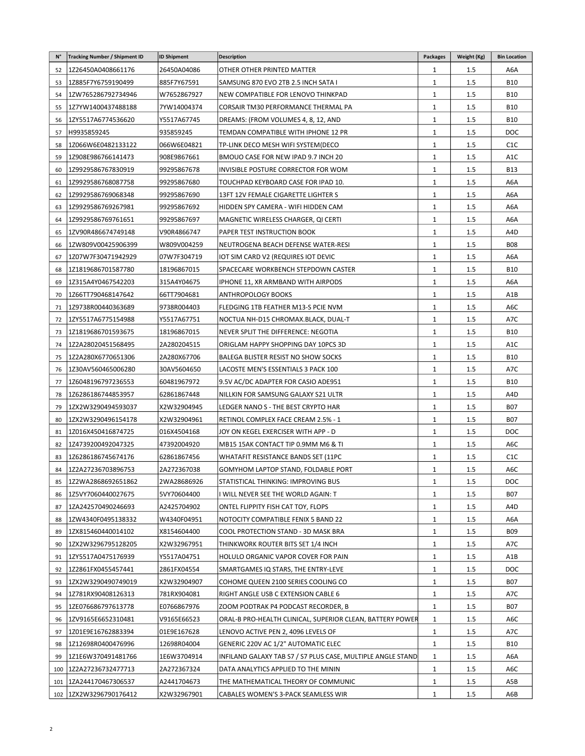| N° | Tracking Number / Shipment ID | ID Shipment | Description | Packages | Weight (Kg) | Bin Location |
|---|---|---|---|---|---|---|
| 52 | 1Z26450A0408661176 | 26450A04086 | OTHER OTHER PRINTED MATTER | 1 | 1.5 | A6A |
| 53 | 1Z885F7Y6759190499 | 885F7Y67591 | SAMSUNG 870 EVO 2TB 2.5 INCH SATA I | 1 | 1.5 | B10 |
| 54 | 1ZW765286792734946 | W7652867927 | NEW COMPATIBLE FOR LENOVO THINKPAD | 1 | 1.5 | B10 |
| 55 | 1Z7YW1400437488188 | 7YW14004374 | CORSAIR TM30 PERFORMANCE THERMAL PA | 1 | 1.5 | B10 |
| 56 | 1ZY5517A6774536620 | Y5517A67745 | DREAMS: (FROM VOLUMES 4, 8, 12, AND | 1 | 1.5 | B10 |
| 57 | H9935859245 | 935859245 | TEMDAN COMPATIBLE WITH IPHONE 12 PR | 1 | 1.5 | DOC |
| 58 | 1Z066W6E0482133122 | 066W6E04821 | TP-LINK DECO MESH WIFI SYSTEM(DECO | 1 | 1.5 | C1C |
| 59 | 1Z908E986766141473 | 908E9867661 | BMOUO CASE FOR NEW IPAD 9.7 INCH 20 | 1 | 1.5 | A1C |
| 60 | 1Z9929586767830919 | 99295867678 | INVISIBLE POSTURE CORRECTOR FOR WOM | 1 | 1.5 | B13 |
| 61 | 1Z9929586768087758 | 99295867680 | TOUCHPAD KEYBOARD CASE FOR IPAD 10. | 1 | 1.5 | A6A |
| 62 | 1Z9929586769068348 | 99295867690 | 13FT 12V FEMALE CIGARETTE LIGHTER S | 1 | 1.5 | A6A |
| 63 | 1Z9929586769267981 | 99295867692 | HIDDEN SPY CAMERA - WIFI HIDDEN CAM | 1 | 1.5 | A6A |
| 64 | 1Z9929586769761651 | 99295867697 | MAGNETIC WIRELESS CHARGER, QI CERTI | 1 | 1.5 | A6A |
| 65 | 1ZV90R486674749148 | V90R4866747 | PAPER TEST INSTRUCTION BOOK | 1 | 1.5 | A4D |
| 66 | 1ZW809V00425906399 | W809V004259 | NEUTROGENA BEACH DEFENSE WATER-RESI | 1 | 1.5 | B08 |
| 67 | 1Z07W7F30471942929 | 07W7F304719 | IOT SIM CARD V2 (REQUIRES IOT DEVIC | 1 | 1.5 | A6A |
| 68 | 1Z1819686701587780 | 18196867015 | SPACECARE WORKBENCH STEPDOWN CASTER | 1 | 1.5 | B10 |
| 69 | 1Z315A4Y0467542203 | 315A4Y04675 | IPHONE 11, XR ARMBAND WITH AIRPODS | 1 | 1.5 | A6A |
| 70 | 1Z66TT790468147642 | 66TT7904681 | ANTHROPOLOGY BOOKS | 1 | 1.5 | A1B |
| 71 | 1Z9738R00440363689 | 9738R004403 | FLEDGING 1TB FEATHER M13-S PCIE NVM | 1 | 1.5 | A6C |
| 72 | 1ZY5517A6775154988 | Y5517A67751 | NOCTUA NH-D15 CHROMAX.BLACK, DUAL-T | 1 | 1.5 | A7C |
| 73 | 1Z1819686701593675 | 18196867015 | NEVER SPLIT THE DIFFERENCE: NEGOTIA | 1 | 1.5 | B10 |
| 74 | 1Z2A28020451568495 | 2A280204515 | ORIGLAM HAPPY SHOPPING DAY 10PCS 3D | 1 | 1.5 | A1C |
| 75 | 1Z2A280X6770651306 | 2A280X67706 | BALEGA BLISTER RESIST NO SHOW SOCKS | 1 | 1.5 | B10 |
| 76 | 1Z30AV560465006280 | 30AV5604650 | LACOSTE MEN'S ESSENTIALS 3 PACK 100 | 1 | 1.5 | A7C |
| 77 | 1Z6048196797236553 | 60481967972 | 9.5V AC/DC ADAPTER FOR CASIO ADE951 | 1 | 1.5 | B10 |
| 78 | 1Z6286186744853957 | 62861867448 | NILLKIN FOR SAMSUNG GALAXY S21 ULTR | 1 | 1.5 | A4D |
| 79 | 1ZX2W3290494593037 | X2W32904945 | LEDGER NANO S - THE BEST CRYPTO HAR | 1 | 1.5 | B07 |
| 80 | 1ZX2W3290496154178 | X2W32904961 | RETINOL COMPLEX FACE CREAM 2.5% - 1 | 1 | 1.5 | B07 |
| 81 | 1Z016X450416874725 | 016X4504168 | JOY ON KEGEL EXERCISER WITH APP - D | 1 | 1.5 | DOC |
| 82 | 1Z4739200492047325 | 47392004920 | MB15 15AK CONTACT TIP 0.9MM M6 & TI | 1 | 1.5 | A6C |
| 83 | 1Z6286186745674176 | 62861867456 | WHATAFIT RESISTANCE BANDS SET (11PC | 1 | 1.5 | C1C |
| 84 | 1Z2A27236703896753 | 2A272367038 | GOMYHOM LAPTOP STAND, FOLDABLE PORT | 1 | 1.5 | A6C |
| 85 | 1Z2WA2868692651862 | 2WA28686926 | STATISTICAL THINKING: IMPROVING BUS | 1 | 1.5 | DOC |
| 86 | 1Z5VY7060440027675 | 5VY70604400 | I WILL NEVER SEE THE WORLD AGAIN: T | 1 | 1.5 | B07 |
| 87 | 1ZA242570490246693 | A2425704902 | ONTEL FLIPPITY FISH CAT TOY, FLOPS | 1 | 1.5 | A4D |
| 88 | 1ZW4340F0495138332 | W4340F04951 | NOTOCITY COMPATIBLE FENIX 5 BAND 22 | 1 | 1.5 | A6A |
| 89 | 1ZX815460440014102 | X8154604400 | COOL PROTECTION STAND - 3D MASK BRA | 1 | 1.5 | B09 |
| 90 | 1ZX2W3296795128205 | X2W32967951 | THINKWORK ROUTER BITS SET 1/4 INCH | 1 | 1.5 | A7C |
| 91 | 1ZY5517A0475176939 | Y5517A04751 | HOLULO ORGANIC VAPOR COVER FOR PAIN | 1 | 1.5 | A1B |
| 92 | 1Z2861FX0455457441 | 2861FX04554 | SMARTGAMES IQ STARS, THE ENTRY-LEVE | 1 | 1.5 | DOC |
| 93 | 1ZX2W3290490749019 | X2W32904907 | COHOME QUEEN 2100 SERIES COOLING CO | 1 | 1.5 | B07 |
| 94 | 1Z781RX90408126313 | 781RX904081 | RIGHT ANGLE USB C EXTENSION CABLE 6 | 1 | 1.5 | A7C |
| 95 | 1ZE076686797613778 | E0766867976 | ZOOM PODTRAK P4 PODCAST RECORDER, B | 1 | 1.5 | B07 |
| 96 | 1ZV9165E6652310481 | V9165E66523 | ORAL-B PRO-HEALTH CLINICAL, SUPERIOR CLEAN, BATTERY POWER | 1 | 1.5 | A6C |
| 97 | 1Z01E9E16762883394 | 01E9E167628 | LENOVO ACTIVE PEN 2, 4096 LEVELS OF | 1 | 1.5 | A7C |
| 98 | 1Z12698R0400476996 | 12698R04004 | GENERIC 220V AC 1/2" AUTOMATIC ELEC | 1 | 1.5 | B10 |
| 99 | 1Z1E6W370491481766 | 1E6W3704914 | INFILAND GALAXY TAB S7 / S7 PLUS CASE, MULTIPLE ANGLE STAND | 1 | 1.5 | A6A |
| 100 | 1Z2A27236732477713 | 2A272367324 | DATA ANALYTICS APPLIED TO THE MININ | 1 | 1.5 | A6C |
| 101 | 1ZA244170467306537 | A2441704673 | THE MATHEMATICAL THEORY OF COMMUNIC | 1 | 1.5 | A5B |
| 102 | 1ZX2W3296790176412 | X2W32967901 | CABALES WOMEN'S 3-PACK SEAMLESS WIR | 1 | 1.5 | A6B |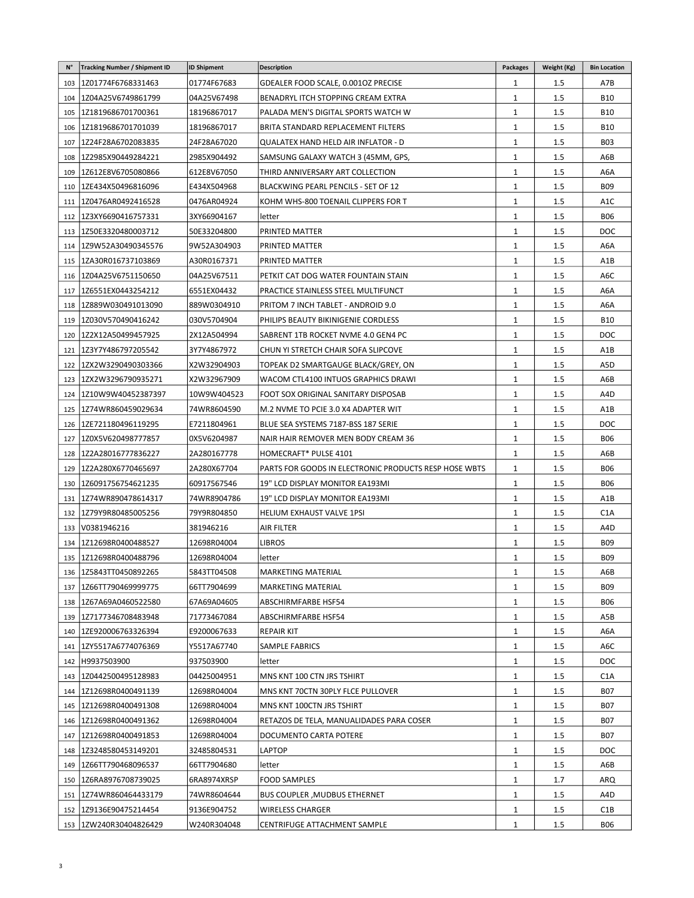| N° | Tracking Number / Shipment ID | ID Shipment | Description | Packages | Weight (Kg) | Bin Location |
|---|---|---|---|---|---|---|
| 103 | 1Z01774F6768331463 | 01774F67683 | GDEALER FOOD SCALE, 0.001OZ PRECISE | 1 | 1.5 | A7B |
| 104 | 1Z04A25V6749861799 | 04A25V67498 | BENADRYL ITCH STOPPING CREAM EXTRA | 1 | 1.5 | B10 |
| 105 | 1Z18196867017003​61 | 18196867017 | PALADA MEN'S DIGITAL SPORTS WATCH W | 1 | 1.5 | B10 |
| 106 | 1Z1819686701701039 | 18196867017 | BRITA STANDARD REPLACEMENT FILTERS | 1 | 1.5 | B10 |
| 107 | 1Z24F28A6702083835 | 24F28A67020 | QUALATEX HAND HELD AIR INFLATOR - D | 1 | 1.5 | B03 |
| 108 | 1Z2985X90449284221 | 2985X904492 | SAMSUNG GALAXY WATCH 3 (45MM, GPS, | 1 | 1.5 | A6B |
| 109 | 1Z612E8V6705080866 | 612E8V67050 | THIRD ANNIVERSARY ART COLLECTION | 1 | 1.5 | A6A |
| 110 | 1ZE434X50496816096 | E434X504968 | BLACKWING PEARL PENCILS - SET OF 12 | 1 | 1.5 | B09 |
| 111 | 1Z0476AR0492416528 | 0476AR04924 | KOHM WHS-800 TOENAIL CLIPPERS FOR T | 1 | 1.5 | A1C |
| 112 | 1Z3XY6690416757331 | 3XY66904167 | letter | 1 | 1.5 | B06 |
| 113 | 1Z50E3320480003712 | 50E33204800 | PRINTED MATTER | 1 | 1.5 | DOC |
| 114 | 1Z9W52A30490345576 | 9W52A304903 | PRINTED MATTER | 1 | 1.5 | A6A |
| 115 | 1ZA30R016737103869 | A30R0167371 | PRINTED MATTER | 1 | 1.5 | A1B |
| 116 | 1Z04A25V6751150650 | 04A25V67511 | PETKIT CAT DOG WATER FOUNTAIN STAIN | 1 | 1.5 | A6C |
| 117 | 1Z6551EX0443254212 | 6551EX04432 | PRACTICE STAINLESS STEEL MULTIFUNCT | 1 | 1.5 | A6A |
| 118 | 1Z889W030491013090 | 889W0304910 | PRITOM 7 INCH TABLET - ANDROID 9.0 | 1 | 1.5 | A6A |
| 119 | 1Z030V570490416242 | 030V5704904 | PHILIPS BEAUTY BIKINIGENIE CORDLESS | 1 | 1.5 | B10 |
| 120 | 1Z2X12A50499457925 | 2X12A504994 | SABRENT 1TB ROCKET NVME 4.0 GEN4 PC | 1 | 1.5 | DOC |
| 121 | 1Z3Y7Y486797205542 | 3Y7Y4867972 | CHUN YI STRETCH CHAIR SOFA SLIPCOVE | 1 | 1.5 | A1B |
| 122 | 1ZX2W3290490303366 | X2W32904903 | TOPEAK D2 SMARTGAUGE BLACK/GREY, ON | 1 | 1.5 | A5D |
| 123 | 1ZX2W3296790935271 | X2W32967909 | WACOM CTL4100 INTUOS GRAPHICS DRAWI | 1 | 1.5 | A6B |
| 124 | 1Z10W9W40452387397 | 10W9W404523 | FOOT SOX ORIGINAL SANITARY DISPOSAB | 1 | 1.5 | A4D |
| 125 | 1Z74WR860459029634 | 74WR8604590 | M.2 NVME TO PCIE 3.0 X4 ADAPTER WIT | 1 | 1.5 | A1B |
| 126 | 1ZE721180496119295 | E7211804961 | BLUE SEA SYSTEMS 7187-BSS 187 SERIE | 1 | 1.5 | DOC |
| 127 | 1Z0X5V620498777857 | 0X5V6204987 | NAIR HAIR REMOVER MEN BODY CREAM 36 | 1 | 1.5 | B06 |
| 128 | 1Z2A28016777836227 | 2A280167778 | HOMECRAFT* PULSE 4101 | 1 | 1.5 | A6B |
| 129 | 1Z2A280X6770465697 | 2A280X67704 | PARTS FOR GOODS IN ELECTRONIC PRODUCTS RESP HOSE WBTS | 1 | 1.5 | B06 |
| 130 | 1Z6091756754621235 | 60917567546 | 19" LCD DISPLAY MONITOR EA193MI | 1 | 1.5 | B06 |
| 131 | 1Z74WR890478614317 | 74WR8904786 | 19" LCD DISPLAY MONITOR EA193MI | 1 | 1.5 | A1B |
| 132 | 1Z79Y9R80485005256 | 79Y9R804850 | HELIUM EXHAUST VALVE 1PSI | 1 | 1.5 | C1A |
| 133 | V0381946216 | 381946216 | AIR FILTER | 1 | 1.5 | A4D |
| 134 | 1Z12698R0400488527 | 12698R04004 | LIBROS | 1 | 1.5 | B09 |
| 135 | 1Z12698R0400488796 | 12698R04004 | letter | 1 | 1.5 | B09 |
| 136 | 1Z5843TT0450892265 | 5843TT04508 | MARKETING MATERIAL | 1 | 1.5 | A6B |
| 137 | 1Z66TT790469999775 | 66TT7904699 | MARKETING MATERIAL | 1 | 1.5 | B09 |
| 138 | 1Z67A69A0460522580 | 67A69A04605 | ABSCHIRMFARBE HSF54 | 1 | 1.5 | B06 |
| 139 | 1Z7177346708483948 | 71773467084 | ABSCHIRMFARBE HSF54 | 1 | 1.5 | A5B |
| 140 | 1ZE920006763326394 | E9200067633 | REPAIR KIT | 1 | 1.5 | A6A |
| 141 | 1ZY5517A6774076369 | Y5517A67740 | SAMPLE FABRICS | 1 | 1.5 | A6C |
| 142 | H9937503900 | 937503900 | letter | 1 | 1.5 | DOC |
| 143 | 1Z0442500495128983 | 04425004951 | MNS KNT 100 CTN JRS TSHIRT | 1 | 1.5 | C1A |
| 144 | 1Z12698R0400491139 | 12698R04004 | MNS KNT 70CTN 30PLY FLCE PULLOVER | 1 | 1.5 | B07 |
| 145 | 1Z12698R0400491308 | 12698R04004 | MNS KNT 100CTN JRS TSHIRT | 1 | 1.5 | B07 |
| 146 | 1Z12698R0400491362 | 12698R04004 | RETAZOS DE TELA, MANUALIDADES PARA COSER | 1 | 1.5 | B07 |
| 147 | 1Z12698R0400491853 | 12698R04004 | DOCUMENTO CARTA POTERE | 1 | 1.5 | B07 |
| 148 | 1Z3248580453149201 | 32485804531 | LAPTOP | 1 | 1.5 | DOC |
| 149 | 1Z66TT790468096537 | 66TT7904680 | letter | 1 | 1.5 | A6B |
| 150 | 1Z6RA8976708739025 | 6RA8974XRSP | FOOD SAMPLES | 1 | 1.7 | ARQ |
| 151 | 1Z74WR860464433179 | 74WR8604644 | BUS COUPLER ,MUDBUS ETHERNET | 1 | 1.5 | A4D |
| 152 | 1Z9136E90475214454 | 9136E904752 | WIRELESS CHARGER | 1 | 1.5 | C1B |
| 153 | 1ZW240R30404826429 | W240R304048 | CENTRIFUGE ATTACHMENT SAMPLE | 1 | 1.5 | B06 |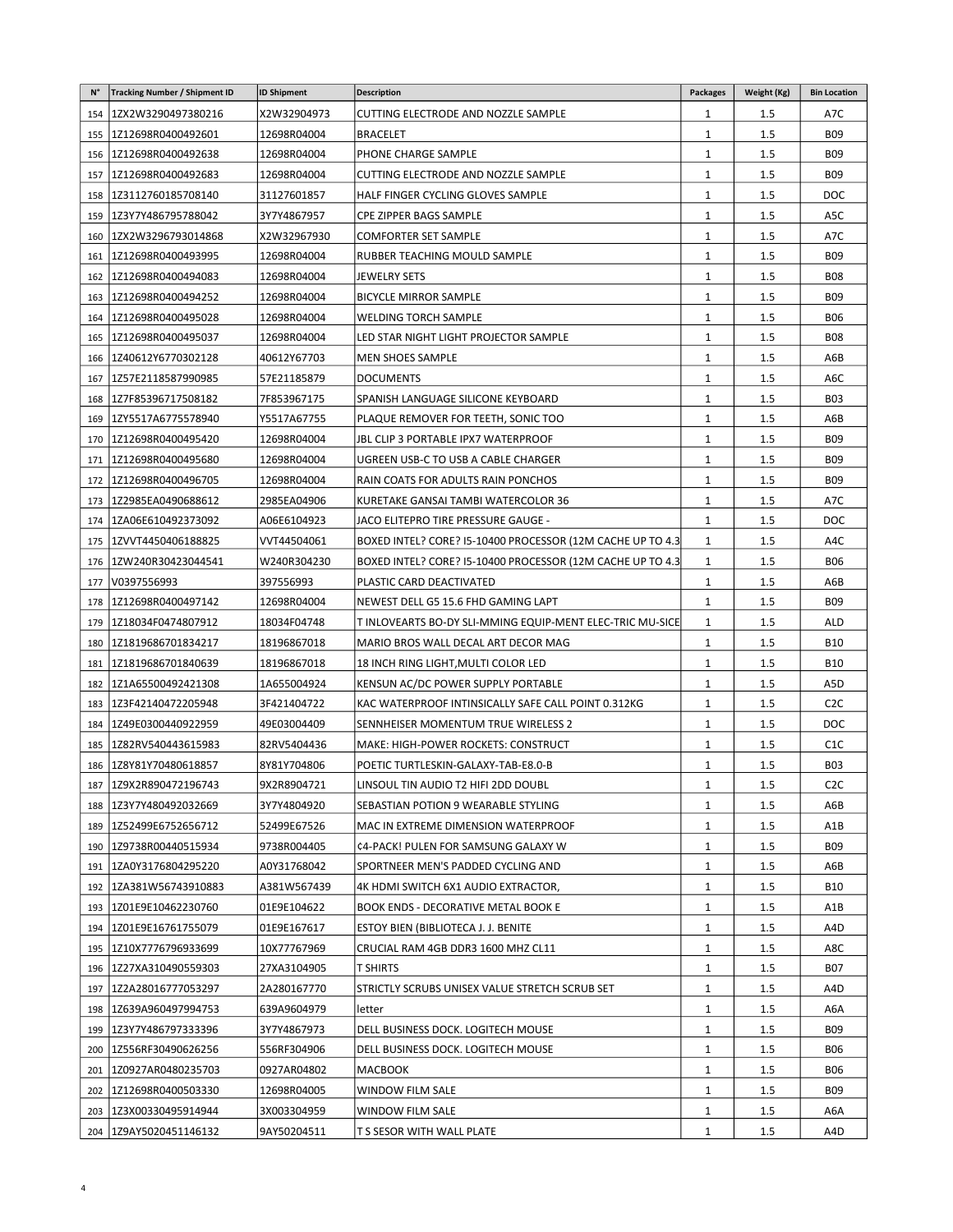| N° | Tracking Number / Shipment ID | ID Shipment | Description | Packages | Weight (Kg) | Bin Location |
|---|---|---|---|---|---|---|
| 154 | 1ZX2W3290497380216 | X2W32904973 | CUTTING ELECTRODE AND NOZZLE SAMPLE | 1 | 1.5 | A7C |
| 155 | 1Z12698R0400492601 | 12698R04004 | BRACELET | 1 | 1.5 | B09 |
| 156 | 1Z12698R0400492638 | 12698R04004 | PHONE CHARGE SAMPLE | 1 | 1.5 | B09 |
| 157 | 1Z12698R0400492683 | 12698R04004 | CUTTING ELECTRODE AND NOZZLE SAMPLE | 1 | 1.5 | B09 |
| 158 | 1Z3112760185708140 | 31127601857 | HALF FINGER CYCLING GLOVES SAMPLE | 1 | 1.5 | DOC |
| 159 | 1Z3Y7Y486795788042 | 3Y7Y4867957 | CPE ZIPPER BAGS SAMPLE | 1 | 1.5 | A5C |
| 160 | 1ZX2W3296793014868 | X2W32967930 | COMFORTER SET SAMPLE | 1 | 1.5 | A7C |
| 161 | 1Z12698R0400493995 | 12698R04004 | RUBBER TEACHING MOULD SAMPLE | 1 | 1.5 | B09 |
| 162 | 1Z12698R0400494083 | 12698R04004 | JEWELRY SETS | 1 | 1.5 | B08 |
| 163 | 1Z12698R0400494252 | 12698R04004 | BICYCLE MIRROR SAMPLE | 1 | 1.5 | B09 |
| 164 | 1Z12698R0400495028 | 12698R04004 | WELDING TORCH SAMPLE | 1 | 1.5 | B06 |
| 165 | 1Z12698R0400495037 | 12698R04004 | LED STAR NIGHT LIGHT PROJECTOR SAMPLE | 1 | 1.5 | B08 |
| 166 | 1Z40612Y6770302128 | 40612Y67703 | MEN SHOES SAMPLE | 1 | 1.5 | A6B |
| 167 | 1Z57E2118587990985 | 57E21185879 | DOCUMENTS | 1 | 1.5 | A6C |
| 168 | 1Z7F85396717508182 | 7F853967175 | SPANISH LANGUAGE SILICONE KEYBOARD | 1 | 1.5 | B03 |
| 169 | 1ZY5517A6775578940 | Y5517A67755 | PLAQUE REMOVER FOR TEETH, SONIC TOO | 1 | 1.5 | A6B |
| 170 | 1Z12698R0400495420 | 12698R04004 | JBL CLIP 3 PORTABLE IPX7 WATERPROOF | 1 | 1.5 | B09 |
| 171 | 1Z12698R0400495680 | 12698R04004 | UGREEN USB-C TO USB A CABLE CHARGER | 1 | 1.5 | B09 |
| 172 | 1Z12698R0400496705 | 12698R04004 | RAIN COATS FOR ADULTS RAIN PONCHOS | 1 | 1.5 | B09 |
| 173 | 1Z2985EA0490688612 | 2985EA04906 | KURETAKE GANSAI TAMBI WATERCOLOR 36 | 1 | 1.5 | A7C |
| 174 | 1ZA06E610492373092 | A06E6104923 | JACO ELITEPRO TIRE PRESSURE GAUGE - | 1 | 1.5 | DOC |
| 175 | 1ZVVT4450406188825 | VVT44504061 | BOXED INTEL? CORE? I5-10400 PROCESSOR (12M CACHE UP TO 4.3 | 1 | 1.5 | A4C |
| 176 | 1ZW240R30423044541 | W240R304230 | BOXED INTEL? CORE? I5-10400 PROCESSOR (12M CACHE UP TO 4.3 | 1 | 1.5 | B06 |
| 177 | V0397556993 | 397556993 | PLASTIC CARD DEACTIVATED | 1 | 1.5 | A6B |
| 178 | 1Z12698R0400497142 | 12698R04004 | NEWEST DELL G5 15.6 FHD GAMING LAPT | 1 | 1.5 | B09 |
| 179 | 1Z18034F0474807912 | 18034F04748 | T INLOVEARTS BO-DY SLI-MMING EQUIP-MENT ELEC-TRIC MU-SICE | 1 | 1.5 | ALD |
| 180 | 1Z1819686701834217 | 18196867018 | MARIO BROS WALL DECAL ART DECOR MAG | 1 | 1.5 | B10 |
| 181 | 1Z1819686701840639 | 18196867018 | 18 INCH RING LIGHT,MULTI COLOR LED | 1 | 1.5 | B10 |
| 182 | 1Z1A65500492421308 | 1A655004924 | KENSUN AC/DC POWER SUPPLY PORTABLE | 1 | 1.5 | A5D |
| 183 | 1Z3F42140472205948 | 3F421404722 | KAC WATERPROOF INTINSICALLY SAFE CALL POINT 0.312KG | 1 | 1.5 | C2C |
| 184 | 1Z49E0300440922959 | 49E03004409 | SENNHEISER MOMENTUM TRUE WIRELESS 2 | 1 | 1.5 | DOC |
| 185 | 1Z82RV540443615983 | 82RV5404436 | MAKE: HIGH-POWER ROCKETS: CONSTRUCT | 1 | 1.5 | C1C |
| 186 | 1Z8Y81Y70480618857 | 8Y81Y704806 | POETIC TURTLESKIN-GALAXY-TAB-E8.0-B | 1 | 1.5 | B03 |
| 187 | 1Z9X2R890472196743 | 9X2R8904721 | LINSOUL TIN AUDIO T2 HIFI 2DD DOUBL | 1 | 1.5 | C2C |
| 188 | 1Z3Y7Y480492032669 | 3Y7Y4804920 | SEBASTIAN POTION 9 WEARABLE STYLING | 1 | 1.5 | A6B |
| 189 | 1Z52499E6752656712 | 52499E67526 | MAC IN EXTREME DIMENSION WATERPROOF | 1 | 1.5 | A1B |
| 190 | 1Z9738R00440515934 | 9738R004405 | ¢4-PACK! PULEN FOR SAMSUNG GALAXY W | 1 | 1.5 | B09 |
| 191 | 1ZA0Y3176804295220 | A0Y31768042 | SPORTNEER MEN'S PADDED CYCLING AND | 1 | 1.5 | A6B |
| 192 | 1ZA381W56743910883 | A381W567439 | 4K HDMI SWITCH 6X1 AUDIO EXTRACTOR, | 1 | 1.5 | B10 |
| 193 | 1Z01E9E10462230760 | 01E9E104622 | BOOK ENDS - DECORATIVE METAL BOOK E | 1 | 1.5 | A1B |
| 194 | 1Z01E9E16761755079 | 01E9E167617 | ESTOY BIEN (BIBLIOTECA J. J. BENITE | 1 | 1.5 | A4D |
| 195 | 1Z10X7776796933699 | 10X77767969 | CRUCIAL RAM 4GB DDR3 1600 MHZ CL11 | 1 | 1.5 | A8C |
| 196 | 1Z27XA310490559303 | 27XA3104905 | T SHIRTS | 1 | 1.5 | B07 |
| 197 | 1Z2A28016777053297 | 2A280167770 | STRICTLY SCRUBS UNISEX VALUE STRETCH SCRUB SET | 1 | 1.5 | A4D |
| 198 | 1Z639A960497994753 | 639A9604979 | letter | 1 | 1.5 | A6A |
| 199 | 1Z3Y7Y486797333396 | 3Y7Y4867973 | DELL BUSINESS DOCK. LOGITECH MOUSE | 1 | 1.5 | B09 |
| 200 | 1Z556RF30490626256 | 556RF304906 | DELL BUSINESS DOCK. LOGITECH MOUSE | 1 | 1.5 | B06 |
| 201 | 1Z0927AR0480235703 | 0927AR04802 | MACBOOK | 1 | 1.5 | B06 |
| 202 | 1Z12698R0400503330 | 12698R04005 | WINDOW FILM SALE | 1 | 1.5 | B09 |
| 203 | 1Z3X00330495914944 | 3X003304959 | WINDOW FILM SALE | 1 | 1.5 | A6A |
| 204 | 1Z9AY5020451146132 | 9AY50204511 | T S SESOR WITH WALL PLATE | 1 | 1.5 | A4D |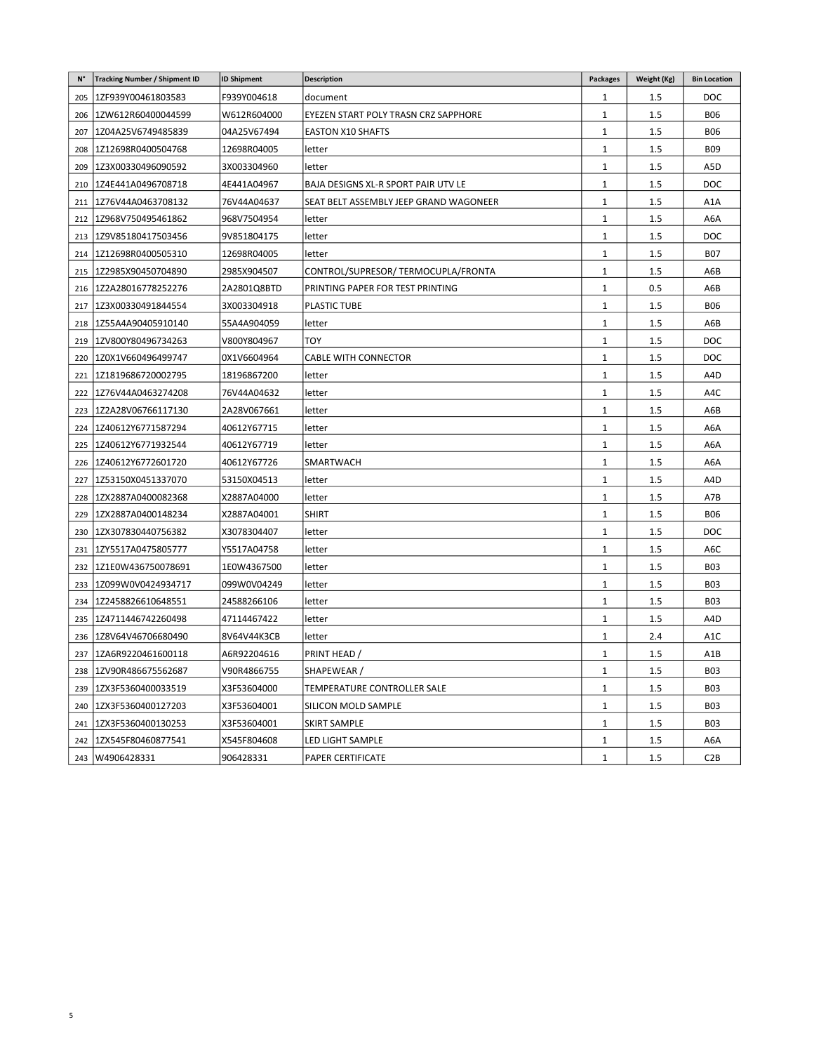| N° | Tracking Number / Shipment ID | ID Shipment | Description | Packages | Weight (Kg) | Bin Location |
|---|---|---|---|---|---|---|
| 205 | 1ZF939Y00461803583 | F939Y004618 | document | 1 | 1.5 | DOC |
| 206 | 1ZW612R60400044599 | W612R604000 | EYEZEN START POLY TRASN CRZ SAPPHORE | 1 | 1.5 | B06 |
| 207 | 1Z04A25V6749485839 | 04A25V67494 | EASTON X10 SHAFTS | 1 | 1.5 | B06 |
| 208 | 1Z12698R0400504768 | 12698R04005 | letter | 1 | 1.5 | B09 |
| 209 | 1Z3X00330496090592 | 3X003304960 | letter | 1 | 1.5 | A5D |
| 210 | 1Z4E441A0496708718 | 4E441A04967 | BAJA DESIGNS XL-R SPORT PAIR UTV LE | 1 | 1.5 | DOC |
| 211 | 1Z76V44A0463708132 | 76V44A04637 | SEAT BELT ASSEMBLY JEEP GRAND WAGONEER | 1 | 1.5 | A1A |
| 212 | 1Z968V750495461862 | 968V7504954 | letter | 1 | 1.5 | A6A |
| 213 | 1Z9V85180417503456 | 9V851804175 | letter | 1 | 1.5 | DOC |
| 214 | 1Z12698R0400505310 | 12698R04005 | letter | 1 | 1.5 | B07 |
| 215 | 1Z2985X90450704890 | 2985X904507 | CONTROL/SUPRESOR/ TERMOCUPLA/FRONTA | 1 | 1.5 | A6B |
| 216 | 1Z2A28016778252276 | 2A2801Q8BTD | PRINTING PAPER FOR TEST PRINTING | 1 | 0.5 | A6B |
| 217 | 1Z3X00330491844554 | 3X003304918 | PLASTIC TUBE | 1 | 1.5 | B06 |
| 218 | 1Z55A4A90405910140 | 55A4A904059 | letter | 1 | 1.5 | A6B |
| 219 | 1ZV800Y80496734263 | V800Y804967 | TOY | 1 | 1.5 | DOC |
| 220 | 1Z0X1V660496499747 | 0X1V6604964 | CABLE WITH CONNECTOR | 1 | 1.5 | DOC |
| 221 | 1Z18196867200002795 | 18196867200 | letter | 1 | 1.5 | A4D |
| 222 | 1Z76V44A0463274208 | 76V44A04632 | letter | 1 | 1.5 | A4C |
| 223 | 1Z2A28V06766117130 | 2A28V067661 | letter | 1 | 1.5 | A6B |
| 224 | 1Z40612Y6771587294 | 40612Y67715 | letter | 1 | 1.5 | A6A |
| 225 | 1Z40612Y6771932544 | 40612Y67719 | letter | 1 | 1.5 | A6A |
| 226 | 1Z40612Y6772601720 | 40612Y67726 | SMARTWACH | 1 | 1.5 | A6A |
| 227 | 1Z53150X0451337070 | 53150X04513 | letter | 1 | 1.5 | A4D |
| 228 | 1ZX2887A0400082368 | X2887A04000 | letter | 1 | 1.5 | A7B |
| 229 | 1ZX2887A0400148234 | X2887A04001 | SHIRT | 1 | 1.5 | B06 |
| 230 | 1ZX307830440756382 | X3078304407 | letter | 1 | 1.5 | DOC |
| 231 | 1ZY5517A0475805777 | Y5517A04758 | letter | 1 | 1.5 | A6C |
| 232 | 1Z1E0W436750078691 | 1E0W4367500 | letter | 1 | 1.5 | B03 |
| 233 | 1Z099W0V0424934717 | 099W0V04249 | letter | 1 | 1.5 | B03 |
| 234 | 1Z2458826610648551 | 24588266106 | letter | 1 | 1.5 | B03 |
| 235 | 1Z4711446742260498 | 47114467422 | letter | 1 | 1.5 | A4D |
| 236 | 1Z8V64V46706680490 | 8V64V44K3CB | letter | 1 | 2.4 | A1C |
| 237 | 1ZA6R9220461600118 | A6R92204616 | PRINT HEAD / | 1 | 1.5 | A1B |
| 238 | 1ZV90R486675562687 | V90R4866755 | SHAPEWEAR / | 1 | 1.5 | B03 |
| 239 | 1ZX3F5360400033519 | X3F53604000 | TEMPERATURE CONTROLLER SALE | 1 | 1.5 | B03 |
| 240 | 1ZX3F5360400127203 | X3F53604001 | SILICON MOLD SAMPLE | 1 | 1.5 | B03 |
| 241 | 1ZX3F5360400130253 | X3F53604001 | SKIRT SAMPLE | 1 | 1.5 | B03 |
| 242 | 1ZX545F80460877541 | X545F804608 | LED LIGHT SAMPLE | 1 | 1.5 | A6A |
| 243 | W4906428331 | 906428331 | PAPER CERTIFICATE | 1 | 1.5 | C2B |